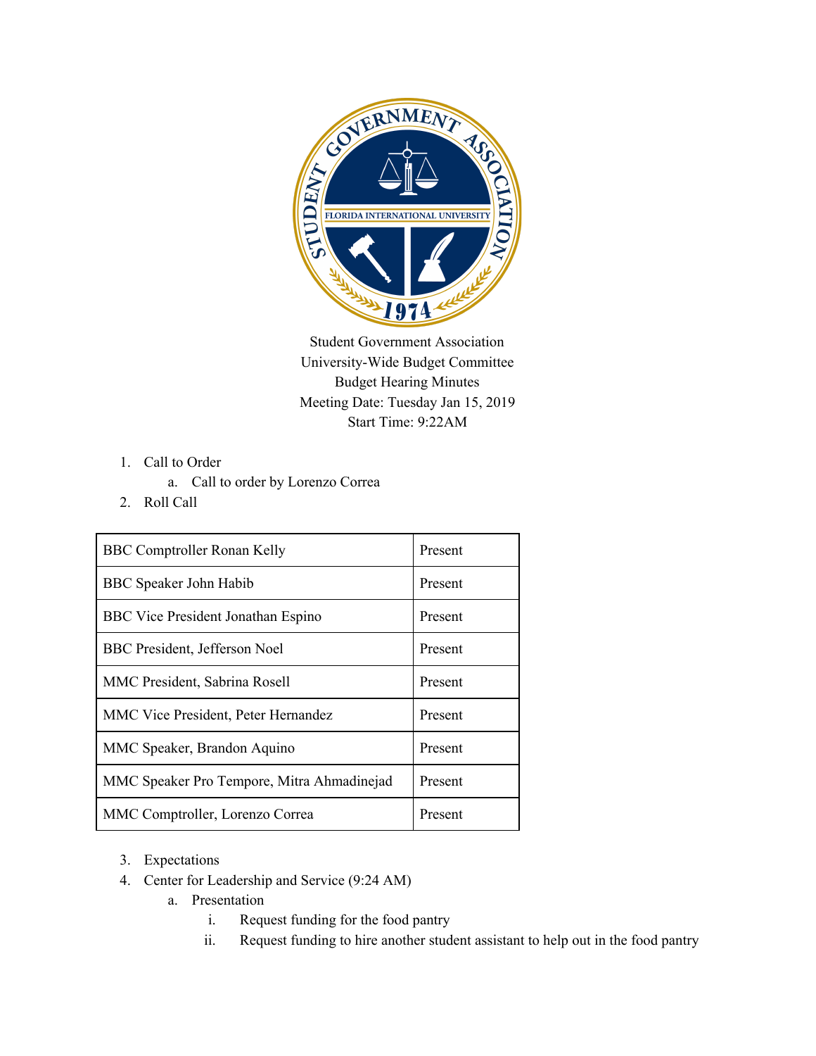Student Government Association
University-Wide Budget Committee
Budget Hearing Minutes
Meeting Date: Tuesday Jan 15, 2019
Start Time: 9:22AM

1. Call to Order
   a. Call to order by Lorenzo Correa
2. Roll Call

| | |
|---|---|
| BBC Comptroller Ronan Kelly | Present |
| BBC Speaker John Habib | Present |
| BBC Vice President Jonathan Espino | Present |
| BBC President, Jefferson Noel | Present |
| MMC President, Sabrina Rosell | Present |
| MMC Vice President, Peter Hernandez | Present |
| MMC Speaker, Brandon Aquino | Present |
| MMC Speaker Pro Tempore, Mitra Ahmadinejad | Present |
| MMC Comptroller, Lorenzo Correa | Present |

3. Expectations
4. Center for Leadership and Service (9:24 AM)
   a. Presentation
      i. Request funding for the food pantry
      ii. Request funding to hire another student assistant to help out in the food pantry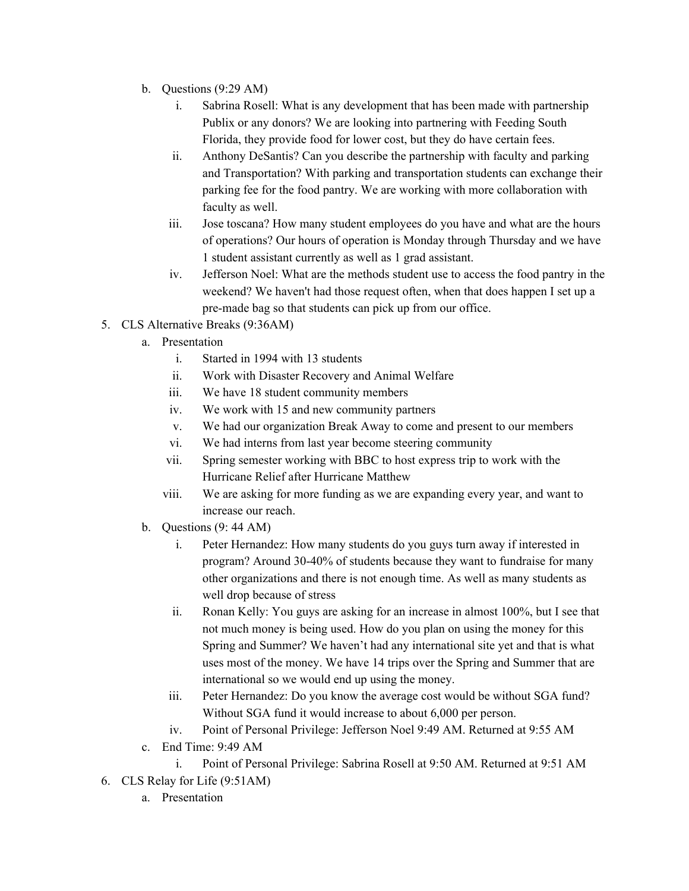b. Questions (9:29 AM)
   i. Sabrina Rosell: What is any development that has been made with partnership Publix or any donors? We are looking into partnering with Feeding South Florida, they provide food for lower cost, but they do have certain fees.
   ii. Anthony DeSantis? Can you describe the partnership with faculty and parking and Transportation? With parking and transportation students can exchange their parking fee for the food pantry. We are working with more collaboration with faculty as well.
   iii. Jose toscana? How many student employees do you have and what are the hours of operations? Our hours of operation is Monday through Thursday and we have 1 student assistant currently as well as 1 grad assistant.
   iv. Jefferson Noel: What are the methods student use to access the food pantry in the weekend? We haven't had those request often, when that does happen I set up a pre-made bag so that students can pick up from our office.

5. CLS Alternative Breaks (9:36AM)
   a. Presentation
      i. Started in 1994 with 13 students
      ii. Work with Disaster Recovery and Animal Welfare
      iii. We have 18 student community members
      iv. We work with 15 and new community partners
      v. We had our organization Break Away to come and present to our members
      vi. We had interns from last year become steering community
      vii. Spring semester working with BBC to host express trip to work with the Hurricane Relief after Hurricane Matthew
      viii. We are asking for more funding as we are expanding every year, and want to increase our reach.
   b. Questions (9: 44 AM)
      i. Peter Hernandez: How many students do you guys turn away if interested in program? Around 30-40% of students because they want to fundraise for many other organizations and there is not enough time. As well as many students as well drop because of stress
      ii. Ronan Kelly: You guys are asking for an increase in almost 100%, but I see that not much money is being used. How do you plan on using the money for this Spring and Summer? We haven't had any international site yet and that is what uses most of the money. We have 14 trips over the Spring and Summer that are international so we would end up using the money.
      iii. Peter Hernandez: Do you know the average cost would be without SGA fund? Without SGA fund it would increase to about 6,000 per person.
      iv. Point of Personal Privilege: Jefferson Noel 9:49 AM. Returned at 9:55 AM
   c. End Time: 9:49 AM
      i. Point of Personal Privilege: Sabrina Rosell at 9:50 AM. Returned at 9:51 AM

6. CLS Relay for Life (9:51AM)
   a. Presentation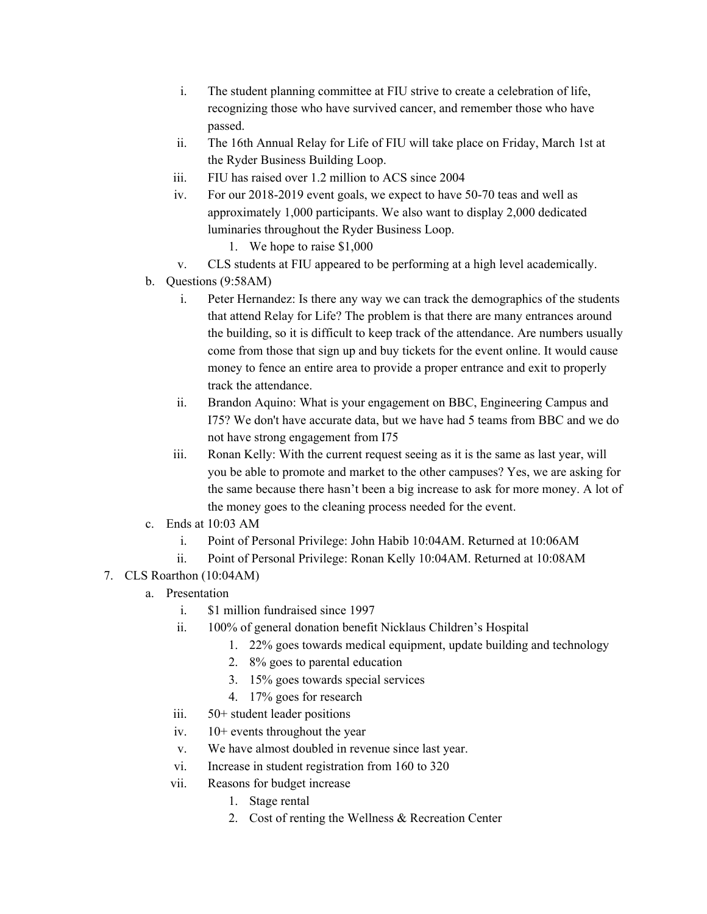i. The student planning committee at FIU strive to create a celebration of life, recognizing those who have survived cancer, and remember those who have passed.
   ii. The 16th Annual Relay for Life of FIU will take place on Friday, March 1st at the Ryder Business Building Loop.
   iii. FIU has raised over 1.2 million to ACS since 2004
   iv. For our 2018-2019 event goals, we expect to have 50-70 teas and well as approximately 1,000 participants. We also want to display 2,000 dedicated luminaries throughout the Ryder Business Loop.
      1. We hope to raise $1,000
   v. CLS students at FIU appeared to be performing at a high level academically.

b. Questions (9:58AM)
   i. Peter Hernandez: Is there any way we can track the demographics of the students that attend Relay for Life? The problem is that there are many entrances around the building, so it is difficult to keep track of the attendance. Are numbers usually come from those that sign up and buy tickets for the event online. It would cause money to fence an entire area to provide a proper entrance and exit to properly track the attendance.
   ii. Brandon Aquino: What is your engagement on BBC, Engineering Campus and I75? We don't have accurate data, but we have had 5 teams from BBC and we do not have strong engagement from I75
   iii. Ronan Kelly: With the current request seeing as it is the same as last year, will you be able to promote and market to the other campuses? Yes, we are asking for the same because there hasn't been a big increase to ask for more money. A lot of the money goes to the cleaning process needed for the event.

c. Ends at 10:03 AM
   i. Point of Personal Privilege: John Habib 10:04AM. Returned at 10:06AM
   ii. Point of Personal Privilege: Ronan Kelly 10:04AM. Returned at 10:08AM

7. CLS Roarthon (10:04AM)
   a. Presentation
      i. $1 million fundraised since 1997
      ii. 100% of general donation benefit Nicklaus Children's Hospital
         1. 22% goes towards medical equipment, update building and technology
         2. 8% goes to parental education
         3. 15% goes towards special services
         4. 17% goes for research
      iii. 50+ student leader positions
      iv. 10+ events throughout the year
      v. We have almost doubled in revenue since last year.
      vi. Increase in student registration from 160 to 320
      vii. Reasons for budget increase
         1. Stage rental
         2. Cost of renting the Wellness & Recreation Center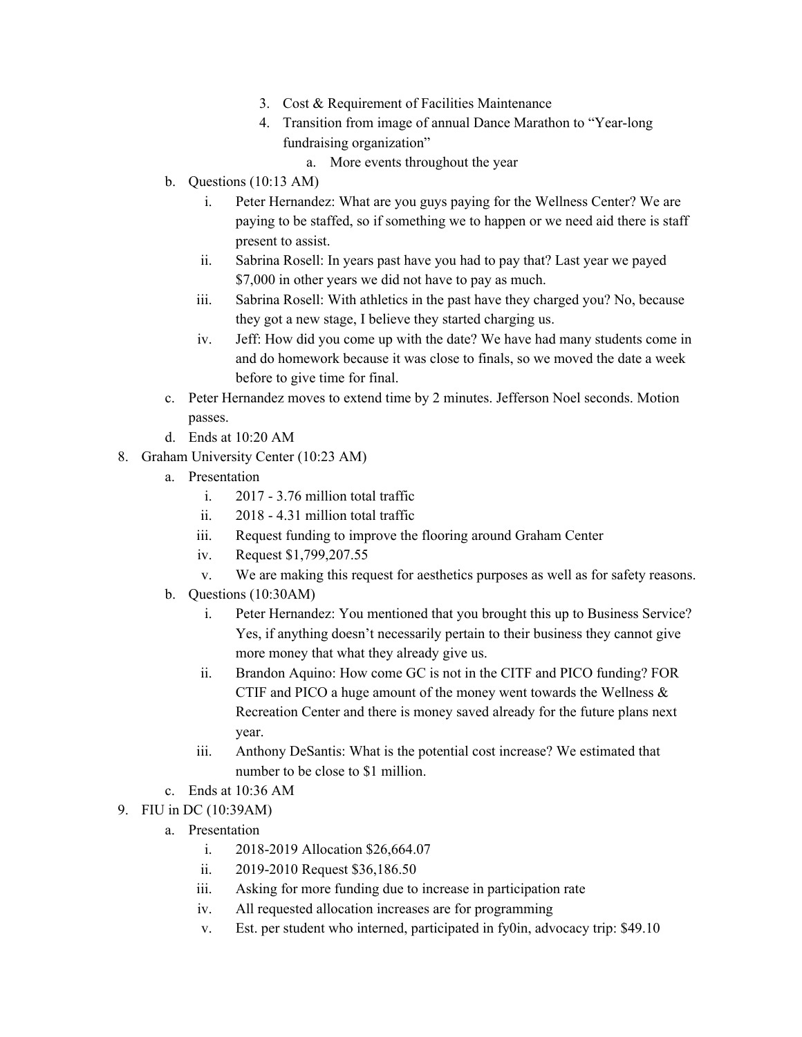3. Cost & Requirement of Facilities Maintenance
4. Transition from image of annual Dance Marathon to "Year-long fundraising organization"
    a. More events throughout the year

b. Questions (10:13 AM)
    i. Peter Hernandez: What are you guys paying for the Wellness Center? We are paying to be staffed, so if something we to happen or we need aid there is staff present to assist.
    ii. Sabrina Rosell: In years past have you had to pay that? Last year we payed $7,000 in other years we did not have to pay as much.
    iii. Sabrina Rosell: With athletics in the past have they charged you? No, because they got a new stage, I believe they started charging us.
    iv. Jeff: How did you come up with the date? We have had many students come in and do homework because it was close to finals, so we moved the date a week before to give time for final.

c. Peter Hernandez moves to extend time by 2 minutes. Jefferson Noel seconds. Motion passes.

d. Ends at 10:20 AM

8. Graham University Center (10:23 AM)
    a. Presentation
        i. 2017 - 3.76 million total traffic
        ii. 2018 - 4.31 million total traffic
        iii. Request funding to improve the flooring around Graham Center
        iv. Request $1,799,207.55
        v. We are making this request for aesthetics purposes as well as for safety reasons.
    b. Questions (10:30AM)
        i. Peter Hernandez: You mentioned that you brought this up to Business Service? Yes, if anything doesn't necessarily pertain to their business they cannot give more money that what they already give us.
        ii. Brandon Aquino: How come GC is not in the CITF and PICO funding? FOR CTIF and PICO a huge amount of the money went towards the Wellness & Recreation Center and there is money saved already for the future plans next year.
        iii. Anthony DeSantis: What is the potential cost increase? We estimated that number to be close to $1 million.
    c. Ends at 10:36 AM

9. FIU in DC (10:39AM)
    a. Presentation
        i. 2018-2019 Allocation $26,664.07
        ii. 2019-2010 Request $36,186.50
        iii. Asking for more funding due to increase in participation rate
        iv. All requested allocation increases are for programming
        v. Est. per student who interned, participated in fy0in, advocacy trip: $49.10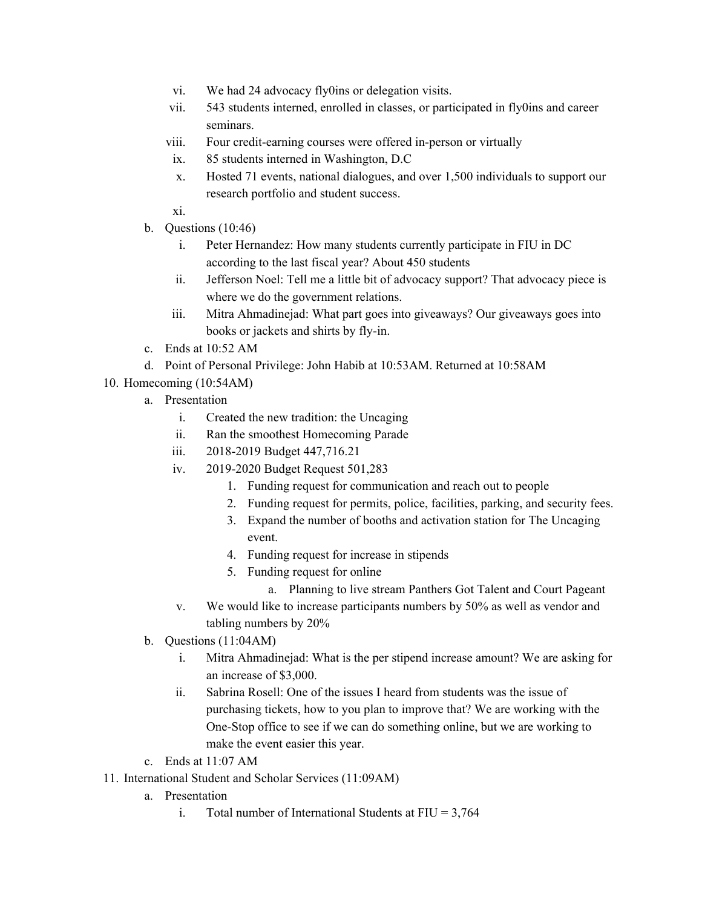vi. We had 24 advocacy fly0ins or delegation visits.
vii. 543 students interned, enrolled in classes, or participated in fly0ins and career seminars.
viii. Four credit-earning courses were offered in-person or virtually
ix. 85 students interned in Washington, D.C
x. Hosted 71 events, national dialogues, and over 1,500 individuals to support our research portfolio and student success.
xi.

b. Questions (10:46)
   i. Peter Hernandez: How many students currently participate in FIU in DC according to the last fiscal year? About 450 students
   ii. Jefferson Noel: Tell me a little bit of advocacy support? That advocacy piece is where we do the government relations.
   iii. Mitra Ahmadinejad: What part goes into giveaways? Our giveaways goes into books or jackets and shirts by fly-in.

c. Ends at 10:52 AM

d. Point of Personal Privilege: John Habib at 10:53AM. Returned at 10:58AM

10. Homecoming (10:54AM)
    a. Presentation
       i. Created the new tradition: the Uncaging
       ii. Ran the smoothest Homecoming Parade
       iii. 2018-2019 Budget 447,716.21
       iv. 2019-2020 Budget Request 501,283
           1. Funding request for communication and reach out to people
           2. Funding request for permits, police, facilities, parking, and security fees.
           3. Expand the number of booths and activation station for The Uncaging event.
           4. Funding request for increase in stipends
           5. Funding request for online
              a. Planning to live stream Panthers Got Talent and Court Pageant
       v. We would like to increase participants numbers by 50% as well as vendor and tabling numbers by 20%
    b. Questions (11:04AM)
       i. Mitra Ahmadinejad: What is the per stipend increase amount? We are asking for an increase of $3,000.
       ii. Sabrina Rosell: One of the issues I heard from students was the issue of purchasing tickets, how to you plan to improve that? We are working with the One-Stop office to see if we can do something online, but we are working to make the event easier this year.
    c. Ends at 11:07 AM

11. International Student and Scholar Services (11:09AM)
    a. Presentation
       i. Total number of International Students at FIU = 3,764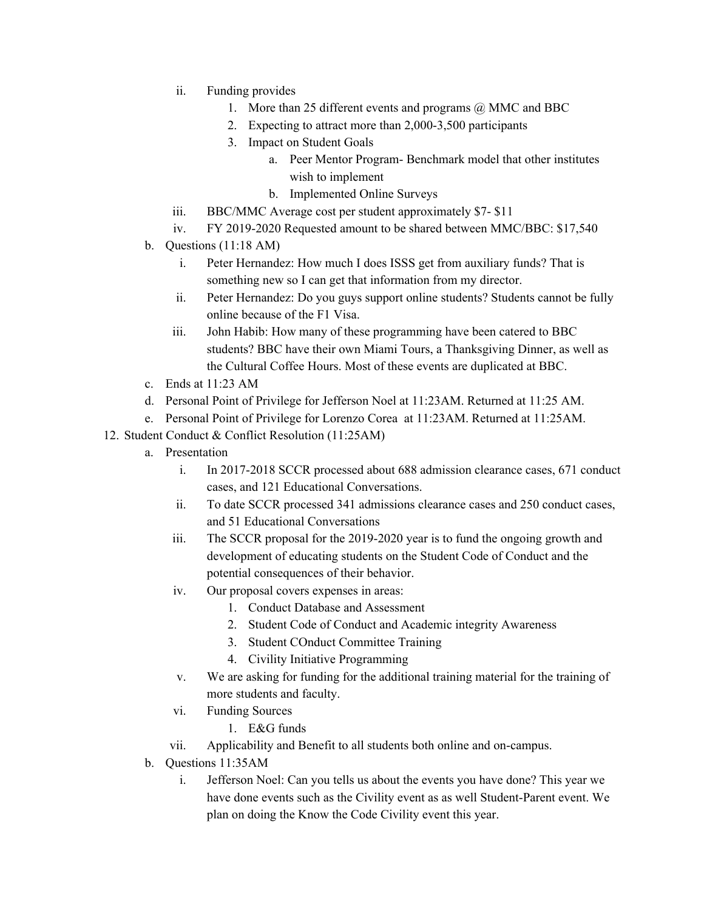ii. Funding provides
    1. More than 25 different events and programs @ MMC and BBC
    2. Expecting to attract more than 2,000-3,500 participants
    3. Impact on Student Goals
        a. Peer Mentor Program- Benchmark model that other institutes wish to implement
        b. Implemented Online Surveys

iii. BBC/MMC Average cost per student approximately $7- $11

iv. FY 2019-2020 Requested amount to be shared between MMC/BBC: $17,540

b. Questions (11:18 AM)
    i. Peter Hernandez: How much I does ISSS get from auxiliary funds? That is something new so I can get that information from my director.
    ii. Peter Hernandez: Do you guys support online students? Students cannot be fully online because of the F1 Visa.
    iii. John Habib: How many of these programming have been catered to BBC students? BBC have their own Miami Tours, a Thanksgiving Dinner, as well as the Cultural Coffee Hours. Most of these events are duplicated at BBC.

c. Ends at 11:23 AM

d. Personal Point of Privilege for Jefferson Noel at 11:23AM. Returned at 11:25 AM.

e. Personal Point of Privilege for Lorenzo Corea at 11:23AM. Returned at 11:25AM.

12. Student Conduct & Conflict Resolution (11:25AM)
    a. Presentation
        i. In 2017-2018 SCCR processed about 688 admission clearance cases, 671 conduct cases, and 121 Educational Conversations.
        ii. To date SCCR processed 341 admissions clearance cases and 250 conduct cases, and 51 Educational Conversations
        iii. The SCCR proposal for the 2019-2020 year is to fund the ongoing growth and development of educating students on the Student Code of Conduct and the potential consequences of their behavior.
        iv. Our proposal covers expenses in areas:
            1. Conduct Database and Assessment
            2. Student Code of Conduct and Academic integrity Awareness
            3. Student COnduct Committee Training
            4. Civility Initiative Programming
        v. We are asking for funding for the additional training material for the training of more students and faculty.
        vi. Funding Sources
            1. E&G funds
        vii. Applicability and Benefit to all students both online and on-campus.
    b. Questions 11:35AM
        i. Jefferson Noel: Can you tells us about the events you have done? This year we have done events such as the Civility event as as well Student-Parent event. We plan on doing the Know the Code Civility event this year.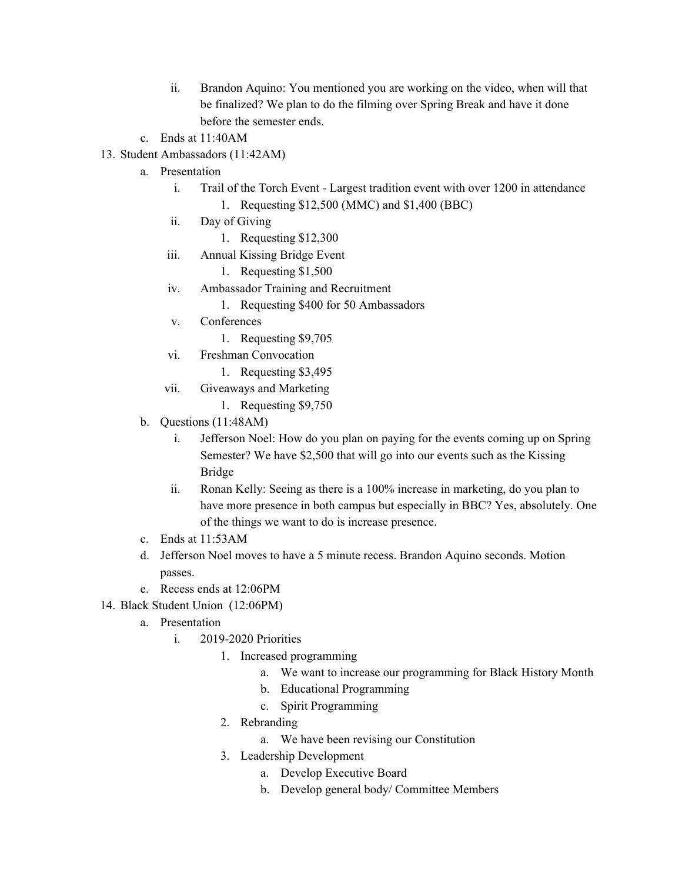ii. Brandon Aquino: You mentioned you are working on the video, when will that be finalized? We plan to do the filming over Spring Break and have it done before the semester ends.

c. Ends at 11:40AM

13. Student Ambassadors (11:42AM)
    a. Presentation
        i. Trail of the Torch Event - Largest tradition event with over 1200 in attendance
            1. Requesting $12,500 (MMC) and $1,400 (BBC)
        ii. Day of Giving
            1. Requesting $12,300
        iii. Annual Kissing Bridge Event
            1. Requesting $1,500
        iv. Ambassador Training and Recruitment
            1. Requesting $400 for 50 Ambassadors
        v. Conferences
            1. Requesting $9,705
        vi. Freshman Convocation
            1. Requesting $3,495
        vii. Giveaways and Marketing
            1. Requesting $9,750
    b. Questions (11:48AM)
        i. Jefferson Noel: How do you plan on paying for the events coming up on Spring Semester? We have $2,500 that will go into our events such as the Kissing Bridge
        ii. Ronan Kelly: Seeing as there is a 100% increase in marketing, do you plan to have more presence in both campus but especially in BBC? Yes, absolutely. One of the things we want to do is increase presence.
    c. Ends at 11:53AM
    d. Jefferson Noel moves to have a 5 minute recess. Brandon Aquino seconds. Motion passes.
    e. Recess ends at 12:06PM

14. Black Student Union (12:06PM)
    a. Presentation
        i. 2019-2020 Priorities
            1. Increased programming
                a. We want to increase our programming for Black History Month
                b. Educational Programming
                c. Spirit Programming
            2. Rebranding
                a. We have been revising our Constitution
            3. Leadership Development
                a. Develop Executive Board
                b. Develop general body/ Committee Members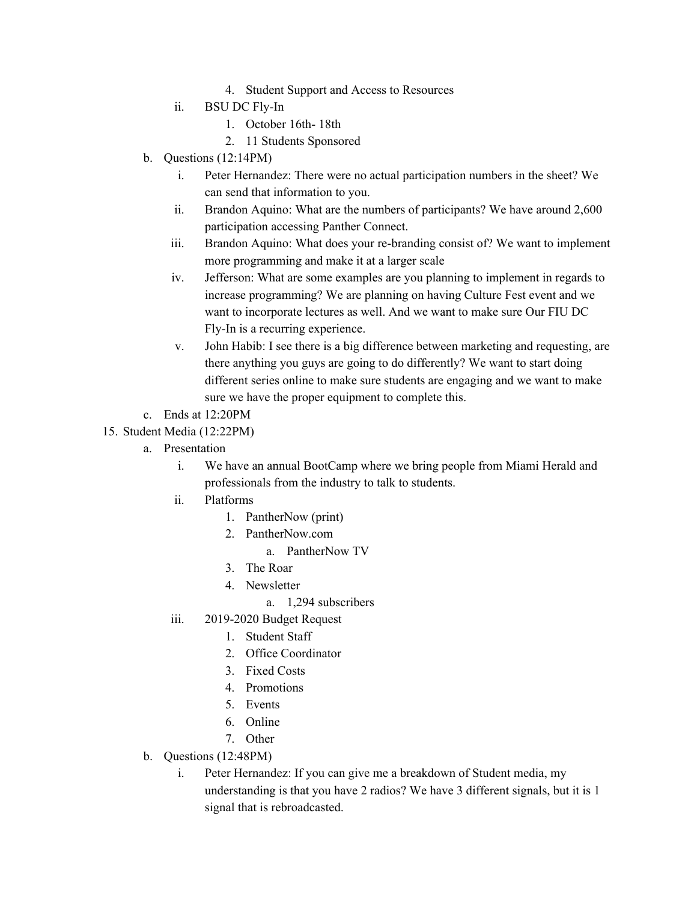4. Student Support and Access to Resources
        ii. BSU DC Fly-In
            1. October 16th- 18th
            2. 11 Students Sponsored
    b. Questions (12:14PM)
        i. Peter Hernandez: There were no actual participation numbers in the sheet? We can send that information to you.
        ii. Brandon Aquino: What are the numbers of participants? We have around 2,600 participation accessing Panther Connect.
        iii. Brandon Aquino: What does your re-branding consist of? We want to implement more programming and make it at a larger scale
        iv. Jefferson: What are some examples are you planning to implement in regards to increase programming? We are planning on having Culture Fest event and we want to incorporate lectures as well. And we want to make sure Our FIU DC Fly-In is a recurring experience.
        v. John Habib: I see there is a big difference between marketing and requesting, are there anything you guys are going to do differently? We want to start doing different series online to make sure students are engaging and we want to make sure we have the proper equipment to complete this.
    c. Ends at 12:20PM

15. Student Media (12:22PM)
    a. Presentation
        i. We have an annual BootCamp where we bring people from Miami Herald and professionals from the industry to talk to students.
        ii. Platforms
            1. PantherNow (print)
            2. PantherNow.com
                a. PantherNow TV
            3. The Roar
            4. Newsletter
                a. 1,294 subscribers
        iii. 2019-2020 Budget Request
            1. Student Staff
            2. Office Coordinator
            3. Fixed Costs
            4. Promotions
            5. Events
            6. Online
            7. Other
    b. Questions (12:48PM)
        i. Peter Hernandez: If you can give me a breakdown of Student media, my understanding is that you have 2 radios? We have 3 different signals, but it is 1 signal that is rebroadcasted.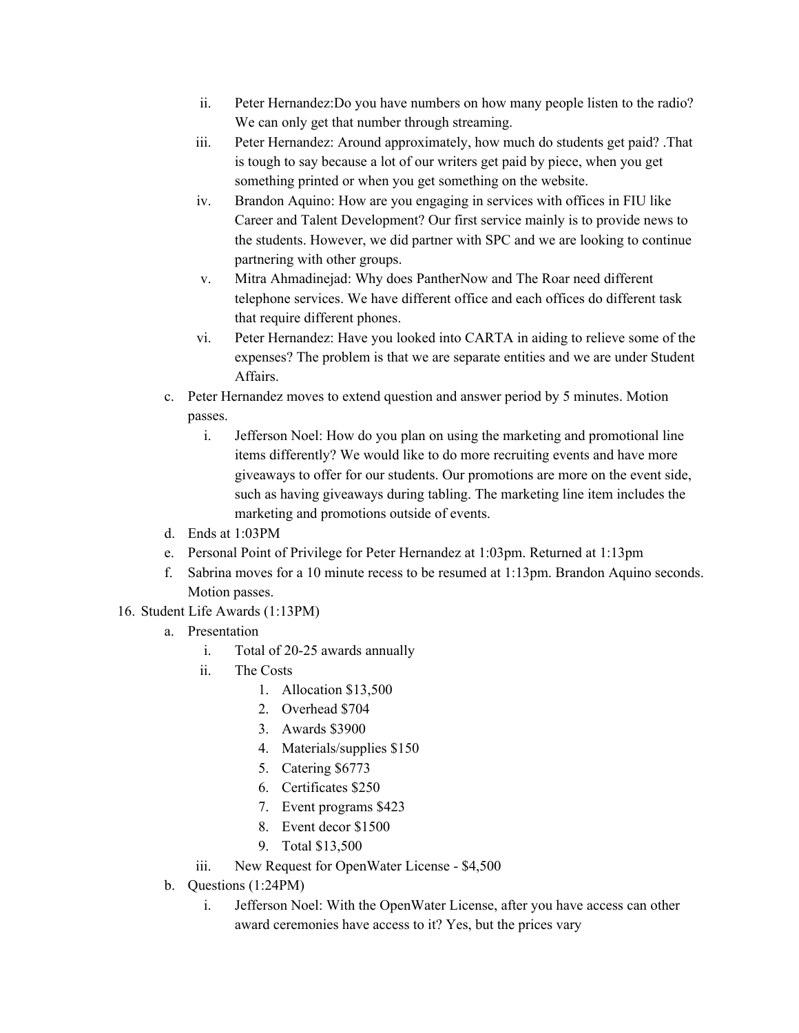ii. Peter Hernandez:Do you have numbers on how many people listen to the radio? We can only get that number through streaming.
  iii. Peter Hernandez: Around approximately, how much do students get paid? .That is tough to say because a lot of our writers get paid by piece, when you get something printed or when you get something on the website.
  iv. Brandon Aquino: How are you engaging in services with offices in FIU like Career and Talent Development? Our first service mainly is to provide news to the students. However, we did partner with SPC and we are looking to continue partnering with other groups.
  v. Mitra Ahmadinejad: Why does PantherNow and The Roar need different telephone services. We have different office and each offices do different task that require different phones.
  vi. Peter Hernandez: Have you looked into CARTA in aiding to relieve some of the expenses? The problem is that we are separate entities and we are under Student Affairs.

c. Peter Hernandez moves to extend question and answer period by 5 minutes. Motion passes.
  i. Jefferson Noel: How do you plan on using the marketing and promotional line items differently? We would like to do more recruiting events and have more giveaways to offer for our students. Our promotions are more on the event side, such as having giveaways during tabling. The marketing line item includes the marketing and promotions outside of events.

d. Ends at 1:03PM

e. Personal Point of Privilege for Peter Hernandez at 1:03pm. Returned at 1:13pm

f. Sabrina moves for a 10 minute recess to be resumed at 1:13pm. Brandon Aquino seconds. Motion passes.

16. Student Life Awards (1:13PM)
  a. Presentation
    i. Total of 20-25 awards annually
    ii. The Costs
      1. Allocation $13,500
      2. Overhead $704
      3. Awards $3900
      4. Materials/supplies $150
      5. Catering $6773
      6. Certificates $250
      7. Event programs $423
      8. Event decor $1500
      9. Total $13,500
    iii. New Request for OpenWater License - $4,500
  b. Questions (1:24PM)
    i. Jefferson Noel: With the OpenWater License, after you have access can other award ceremonies have access to it? Yes, but the prices vary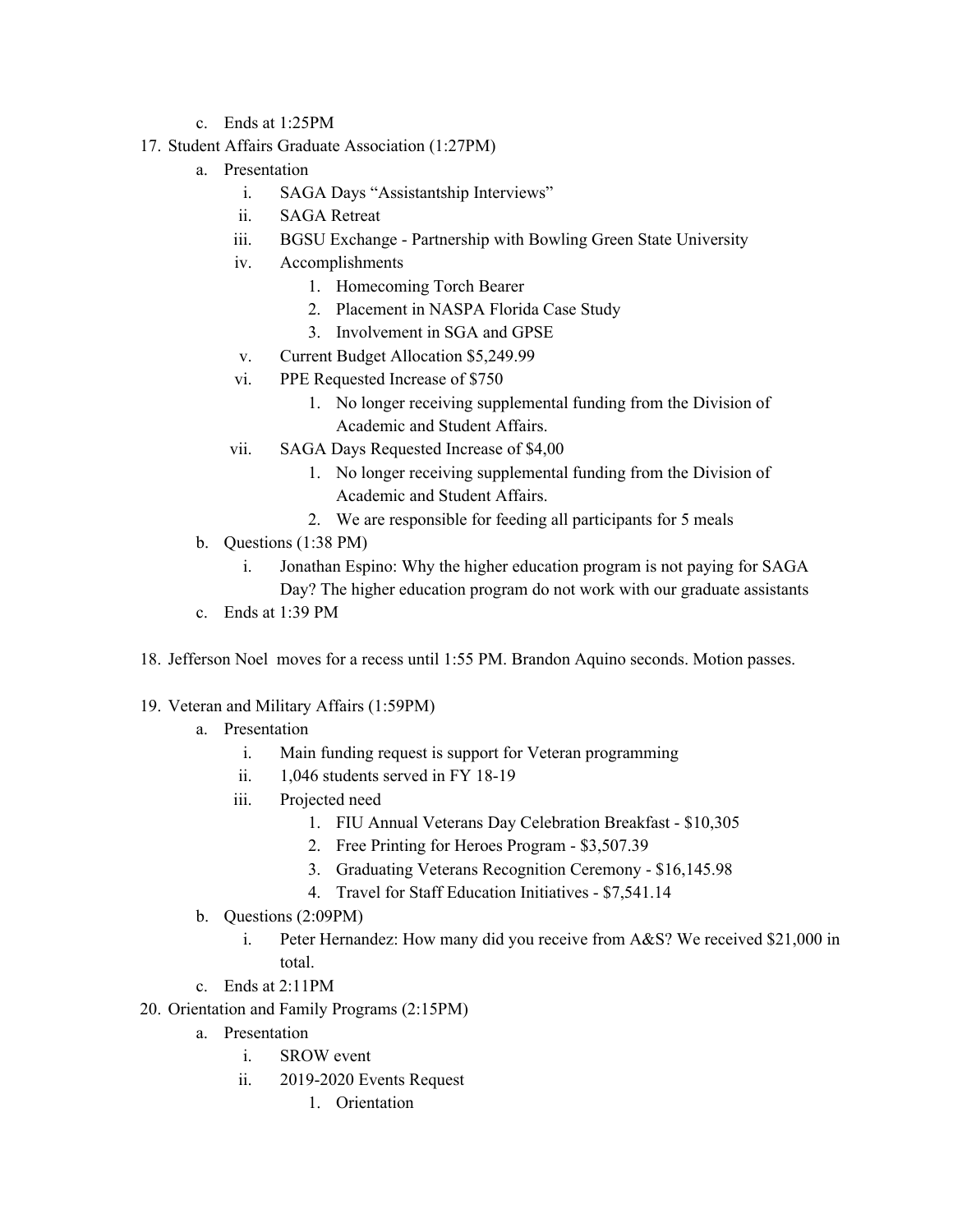c. Ends at 1:25PM

17. Student Affairs Graduate Association (1:27PM)
    a. Presentation
        i. SAGA Days "Assistantship Interviews"
        ii. SAGA Retreat
        iii. BGSU Exchange - Partnership with Bowling Green State University
        iv. Accomplishments
            1. Homecoming Torch Bearer
            2. Placement in NASPA Florida Case Study
            3. Involvement in SGA and GPSE
        v. Current Budget Allocation $5,249.99
        vi. PPE Requested Increase of $750
            1. No longer receiving supplemental funding from the Division of Academic and Student Affairs.
        vii. SAGA Days Requested Increase of $4,00
            1. No longer receiving supplemental funding from the Division of Academic and Student Affairs.
            2. We are responsible for feeding all participants for 5 meals
    b. Questions (1:38 PM)
        i. Jonathan Espino: Why the higher education program is not paying for SAGA Day? The higher education program do not work with our graduate assistants
    c. Ends at 1:39 PM

18. Jefferson Noel moves for a recess until 1:55 PM. Brandon Aquino seconds. Motion passes.

19. Veteran and Military Affairs (1:59PM)
    a. Presentation
        i. Main funding request is support for Veteran programming
        ii. 1,046 students served in FY 18-19
        iii. Projected need
            1. FIU Annual Veterans Day Celebration Breakfast - $10,305
            2. Free Printing for Heroes Program - $3,507.39
            3. Graduating Veterans Recognition Ceremony - $16,145.98
            4. Travel for Staff Education Initiatives - $7,541.14
    b. Questions (2:09PM)
        i. Peter Hernandez: How many did you receive from A&S? We received $21,000 in total.
    c. Ends at 2:11PM

20. Orientation and Family Programs (2:15PM)
    a. Presentation
        i. SROW event
        ii. 2019-2020 Events Request
            1. Orientation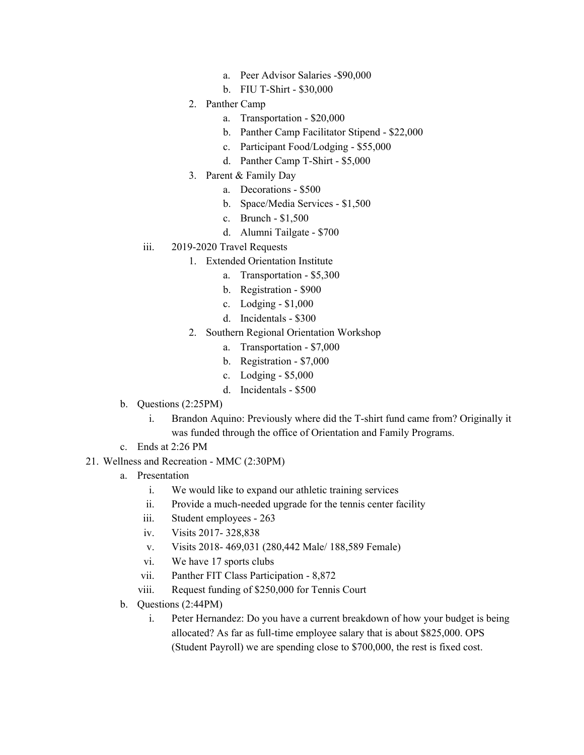a. Peer Advisor Salaries -$90,000
b. FIU T-Shirt - $30,000

2. Panther Camp
    a. Transportation - $20,000
    b. Panther Camp Facilitator Stipend - $22,000
    c. Participant Food/Lodging - $55,000
    d. Panther Camp T-Shirt - $5,000
3. Parent & Family Day
    a. Decorations - $500
    b. Space/Media Services - $1,500
    c. Brunch - $1,500
    d. Alumni Tailgate - $700

iii. 2019-2020 Travel Requests

1. Extended Orientation Institute
    a. Transportation - $5,300
    b. Registration - $900
    c. Lodging - $1,000
    d. Incidentals - $300
2. Southern Regional Orientation Workshop
    a. Transportation - $7,000
    b. Registration - $7,000
    c. Lodging - $5,000
    d. Incidentals - $500

b. Questions (2:25PM)

i. Brandon Aquino: Previously where did the T-shirt fund came from? Originally it was funded through the office of Orientation and Family Programs.

c. Ends at 2:26 PM

21. Wellness and Recreation - MMC (2:30PM)

a. Presentation

i. We would like to expand our athletic training services

ii. Provide a much-needed upgrade for the tennis center facility

iii. Student employees - 263

iv. Visits 2017- 328,838

v. Visits 2018- 469,031 (280,442 Male/ 188,589 Female)

vi. We have 17 sports clubs

vii. Panther FIT Class Participation - 8,872

viii. Request funding of $250,000 for Tennis Court

b. Questions (2:44PM)

i. Peter Hernandez: Do you have a current breakdown of how your budget is being allocated? As far as full-time employee salary that is about $825,000. OPS (Student Payroll) we are spending close to $700,000, the rest is fixed cost.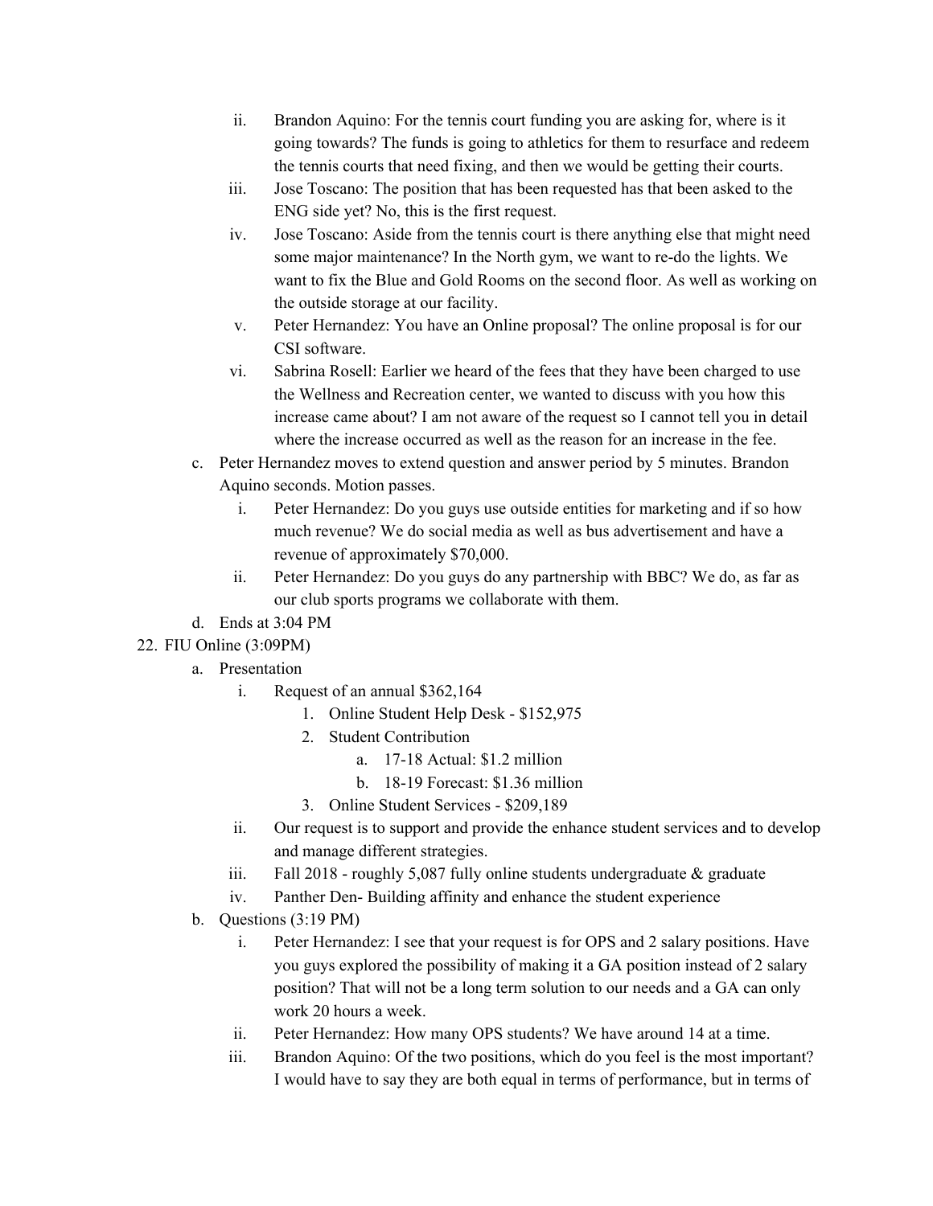ii. Brandon Aquino: For the tennis court funding you are asking for, where is it going towards? The funds is going to athletics for them to resurface and redeem the tennis courts that need fixing, and then we would be getting their courts.
   iii. Jose Toscano: The position that has been requested has that been asked to the ENG side yet? No, this is the first request.
   iv. Jose Toscano: Aside from the tennis court is there anything else that might need some major maintenance? In the North gym, we want to re-do the lights. We want to fix the Blue and Gold Rooms on the second floor. As well as working on the outside storage at our facility.
   v. Peter Hernandez: You have an Online proposal? The online proposal is for our CSI software.
   vi. Sabrina Rosell: Earlier we heard of the fees that they have been charged to use the Wellness and Recreation center, we wanted to discuss with you how this increase came about? I am not aware of the request so I cannot tell you in detail where the increase occurred as well as the reason for an increase in the fee.

c. Peter Hernandez moves to extend question and answer period by 5 minutes. Brandon Aquino seconds. Motion passes.
   i. Peter Hernandez: Do you guys use outside entities for marketing and if so how much revenue? We do social media as well as bus advertisement and have a revenue of approximately $70,000.
   ii. Peter Hernandez: Do you guys do any partnership with BBC? We do, as far as our club sports programs we collaborate with them.

d. Ends at 3:04 PM

22. FIU Online (3:09PM)
   a. Presentation
      i. Request of an annual $362,164
         1. Online Student Help Desk - $152,975
         2. Student Contribution
            a. 17-18 Actual: $1.2 million
            b. 18-19 Forecast: $1.36 million
         3. Online Student Services - $209,189
      ii. Our request is to support and provide the enhance student services and to develop and manage different strategies.
      iii. Fall 2018 - roughly 5,087 fully online students undergraduate & graduate
      iv. Panther Den- Building affinity and enhance the student experience
   b. Questions (3:19 PM)
      i. Peter Hernandez: I see that your request is for OPS and 2 salary positions. Have you guys explored the possibility of making it a GA position instead of 2 salary position? That will not be a long term solution to our needs and a GA can only work 20 hours a week.
      ii. Peter Hernandez: How many OPS students? We have around 14 at a time.
      iii. Brandon Aquino: Of the two positions, which do you feel is the most important? I would have to say they are both equal in terms of performance, but in terms of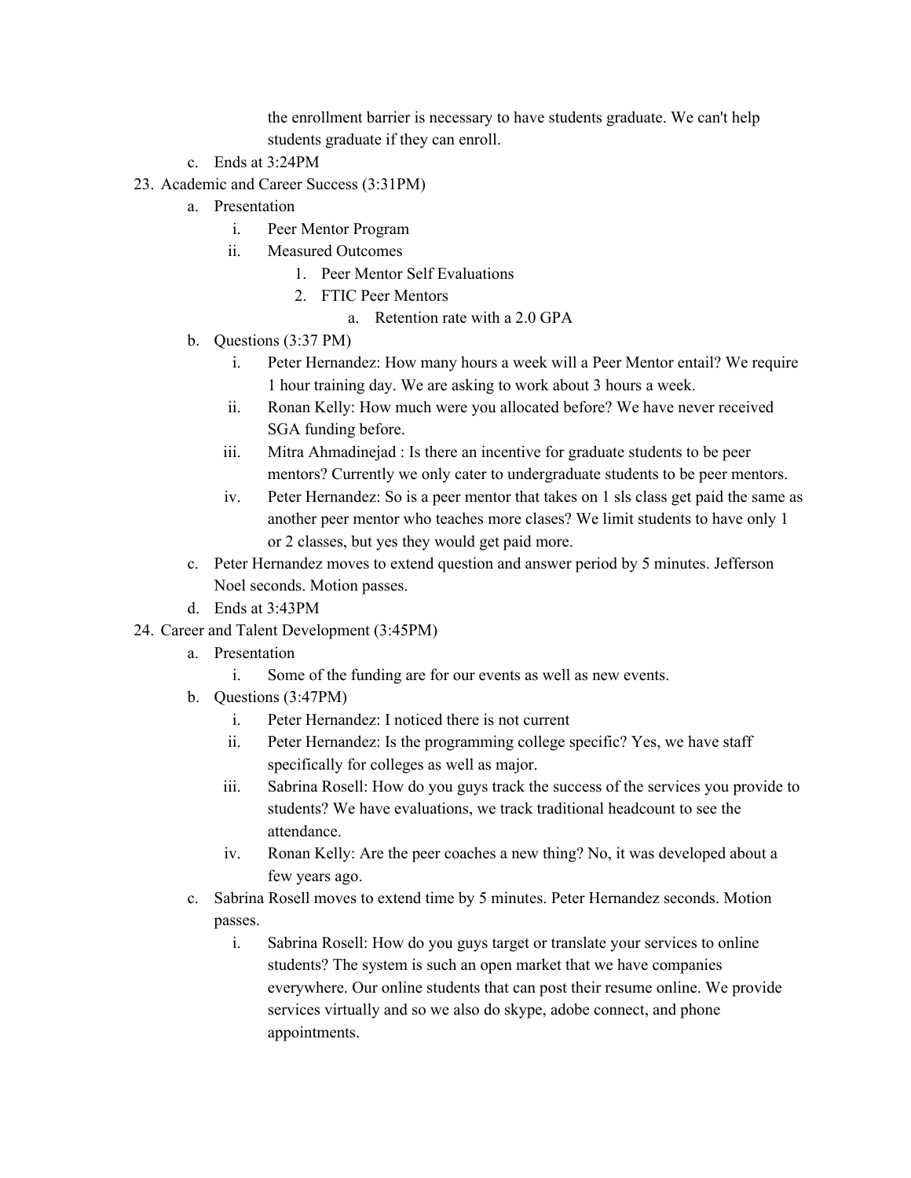the enrollment barrier is necessary to have students graduate. We can't help students graduate if they can enroll.

   c. Ends at 3:24PM

23. Academic and Career Success (3:31PM)
   a. Presentation
      i. Peer Mentor Program
      ii. Measured Outcomes
         1. Peer Mentor Self Evaluations
         2. FTIC Peer Mentors
            a. Retention rate with a 2.0 GPA
   b. Questions (3:37 PM)
      i. Peter Hernandez: How many hours a week will a Peer Mentor entail? We require 1 hour training day. We are asking to work about 3 hours a week.
      ii. Ronan Kelly: How much were you allocated before? We have never received SGA funding before.
      iii. Mitra Ahmadinejad : Is there an incentive for graduate students to be peer mentors? Currently we only cater to undergraduate students to be peer mentors.
      iv. Peter Hernandez: So is a peer mentor that takes on 1 sls class get paid the same as another peer mentor who teaches more clases? We limit students to have only 1 or 2 classes, but yes they would get paid more.
   c. Peter Hernandez moves to extend question and answer period by 5 minutes. Jefferson Noel seconds. Motion passes.
   d. Ends at 3:43PM

24. Career and Talent Development (3:45PM)
   a. Presentation
      i. Some of the funding are for our events as well as new events.
   b. Questions (3:47PM)
      i. Peter Hernandez: I noticed there is not current
      ii. Peter Hernandez: Is the programming college specific? Yes, we have staff specifically for colleges as well as major.
      iii. Sabrina Rosell: How do you guys track the success of the services you provide to students? We have evaluations, we track traditional headcount to see the attendance.
      iv. Ronan Kelly: Are the peer coaches a new thing? No, it was developed about a few years ago.
   c. Sabrina Rosell moves to extend time by 5 minutes. Peter Hernandez seconds. Motion passes.
      i. Sabrina Rosell: How do you guys target or translate your services to online students? The system is such an open market that we have companies everywhere. Our online students that can post their resume online. We provide services virtually and so we also do skype, adobe connect, and phone appointments.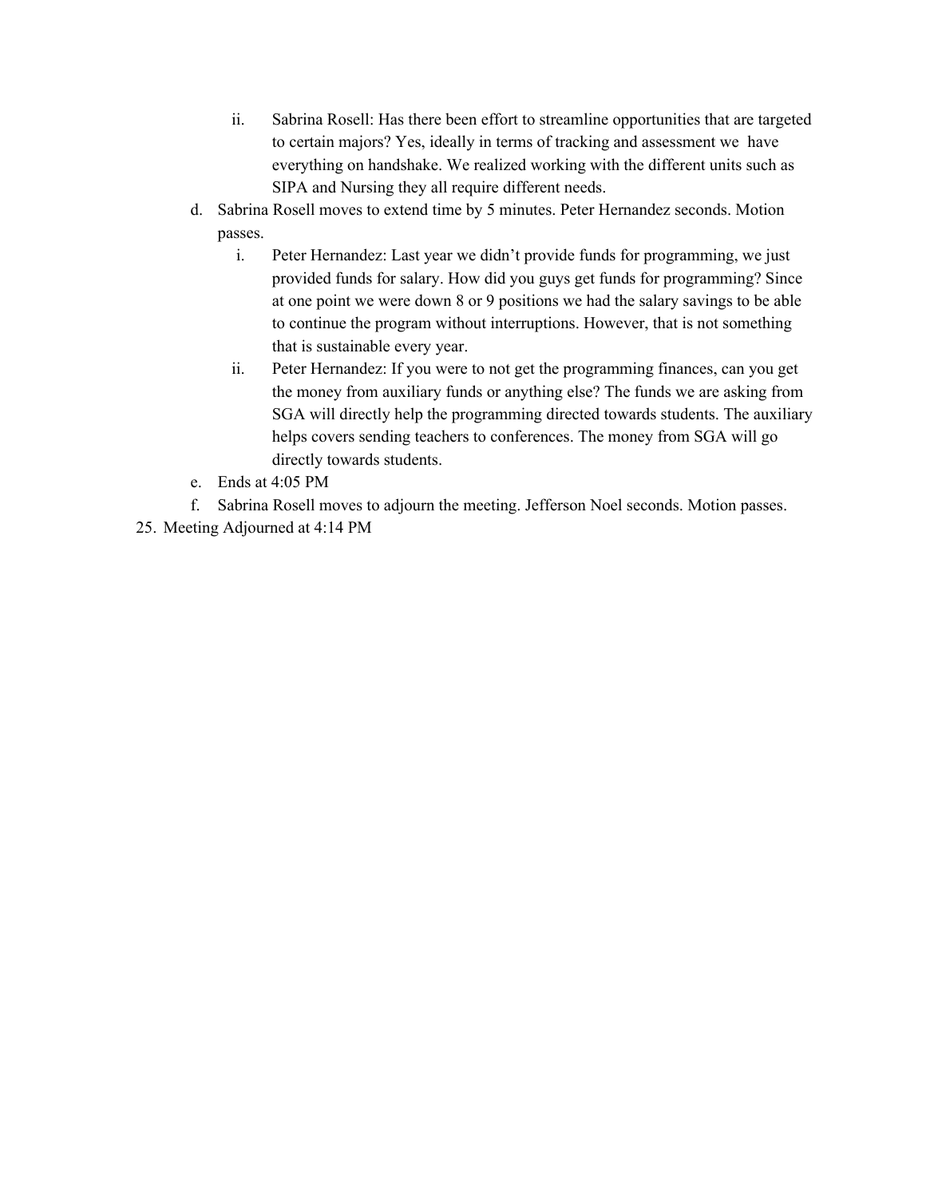ii. Sabrina Rosell: Has there been effort to streamline opportunities that are targeted to certain majors? Yes, ideally in terms of tracking and assessment we have everything on handshake. We realized working with the different units such as SIPA and Nursing they all require different needs.

  d. Sabrina Rosell moves to extend time by 5 minutes. Peter Hernandez seconds. Motion passes.
    i. Peter Hernandez: Last year we didn't provide funds for programming, we just provided funds for salary. How did you guys get funds for programming? Since at one point we were down 8 or 9 positions we had the salary savings to be able to continue the program without interruptions. However, that is not something that is sustainable every year.
    ii. Peter Hernandez: If you were to not get the programming finances, can you get the money from auxiliary funds or anything else? The funds we are asking from SGA will directly help the programming directed towards students. The auxiliary helps covers sending teachers to conferences. The money from SGA will go directly towards students.
  e. Ends at 4:05 PM
  f. Sabrina Rosell moves to adjourn the meeting. Jefferson Noel seconds. Motion passes.

25. Meeting Adjourned at 4:14 PM